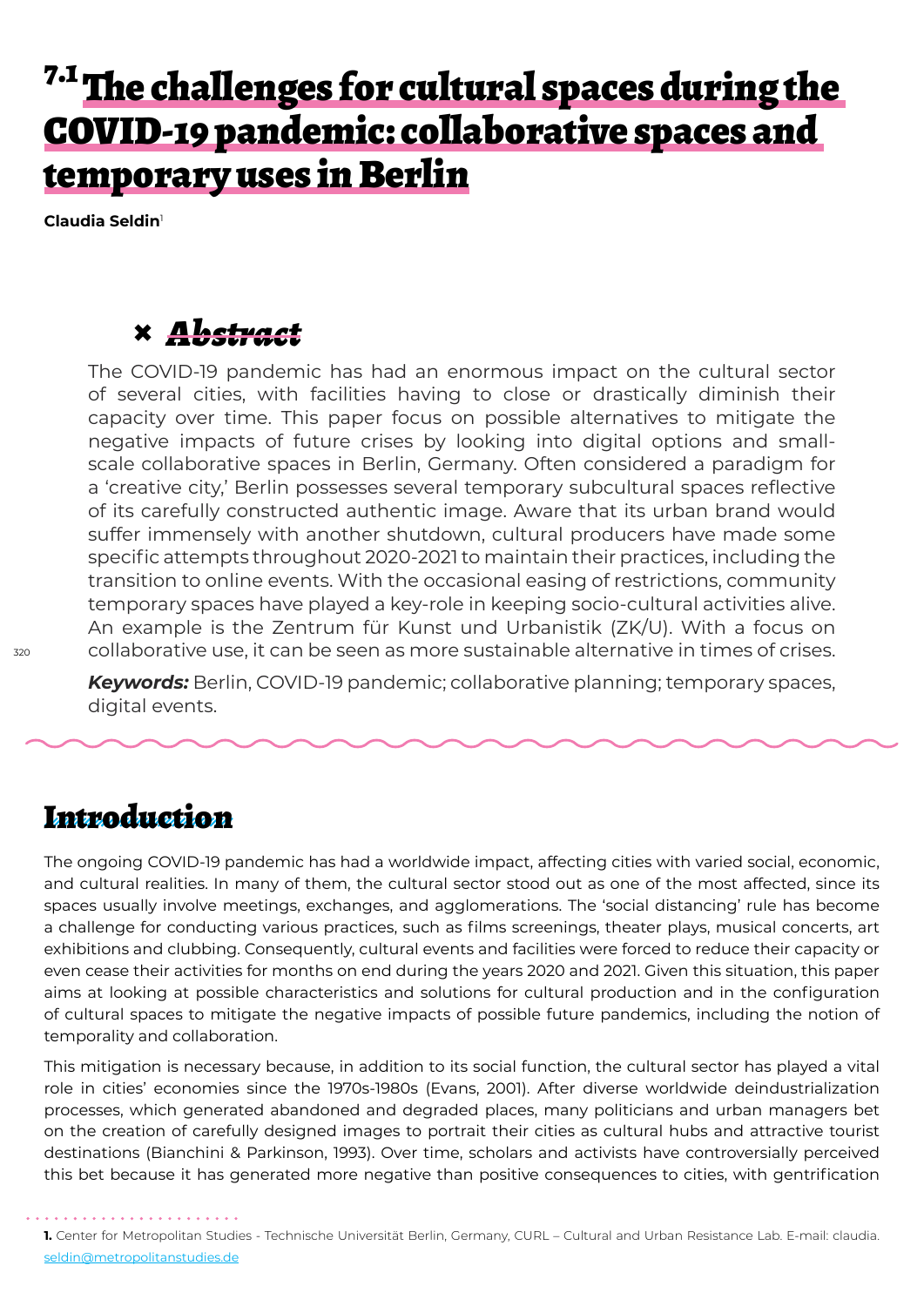# 7.1 The challenges for cultural spaces during the COVID-19 pandemic: collaborative spaces and temporary uses in Berlin

**Claudia Seldin**[1]

## Abstract

The COVID-19 pandemic has had an enormous impact on the cultural sector of several cities, with facilities having to close or drastically diminish their capacity over time. This paper focus on possible alternatives to mitigate the negative impacts of future crises by looking into digital options and small-scale collaborative spaces in Berlin, Germany. Often considered a paradigm for a 'creative city,' Berlin possesses several temporary subcultural spaces reflective of its carefully constructed authentic image. Aware that its urban brand would suffer immensely with another shutdown, cultural producers have made some specific attempts throughout 2020-2021 to maintain their practices, including the transition to online events. With the occasional easing of restrictions, community temporary spaces have played a key-role in keeping socio-cultural activities alive. An example is the Zentrum für Kunst und Urbanistik (ZK/U). With a focus on collaborative use, it can be seen as more sustainable alternative in times of crises.

***Keywords:*** Berlin, COVID-19 pandemic; collaborative planning; temporary spaces, digital events.

## Introduction

The ongoing COVID-19 pandemic has had a worldwide impact, affecting cities with varied social, economic, and cultural realities. In many of them, the cultural sector stood out as one of the most affected, since its spaces usually involve meetings, exchanges, and agglomerations. The 'social distancing' rule has become a challenge for conducting various practices, such as films screenings, theater plays, musical concerts, art exhibitions and clubbing. Consequently, cultural events and facilities were forced to reduce their capacity or even cease their activities for months on end during the years 2020 and 2021. Given this situation, this paper aims at looking at possible characteristics and solutions for cultural production and in the configuration of cultural spaces to mitigate the negative impacts of possible future pandemics, including the notion of temporality and collaboration.

This mitigation is necessary because, in addition to its social function, the cultural sector has played a vital role in cities' economies since the 1970s-1980s (Evans, 2001). After diverse worldwide deindustrialization processes, which generated abandoned and degraded places, many politicians and urban managers bet on the creation of carefully designed images to portrait their cities as cultural hubs and attractive tourist destinations (Bianchini & Parkinson, 1993). Over time, scholars and activists have controversially perceived this bet because it has generated more negative than positive consequences to cities, with gentrification

---

**1.** Center for Metropolitan Studies - Technische Universität Berlin, Germany, CURL – Cultural and Urban Resistance Lab. E-mail: claudia.seldin@metropolitanstudies.de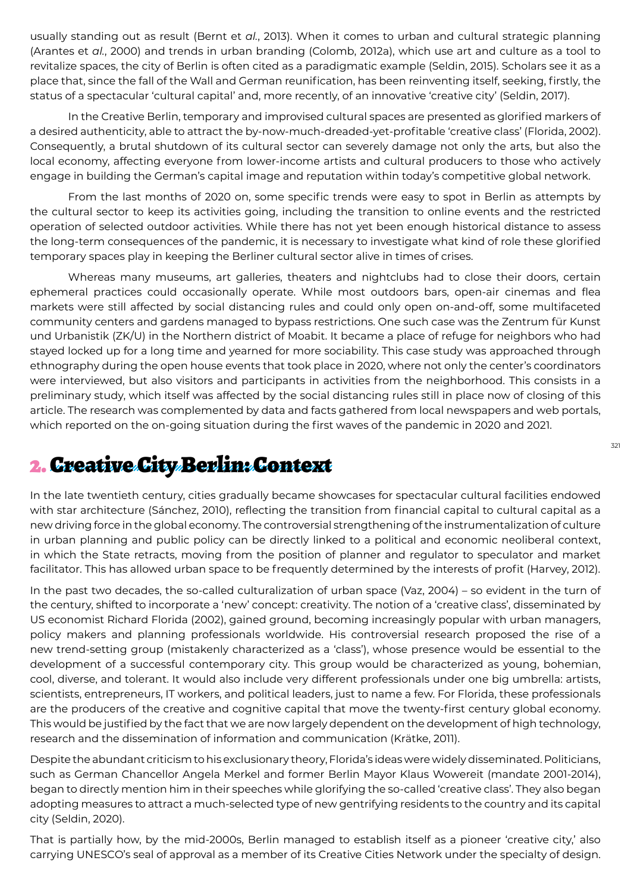usually standing out as result (Bernt et *al.*, 2013). When it comes to urban and cultural strategic planning (Arantes et *al.*, 2000) and trends in urban branding (Colomb, 2012a), which use art and culture as a tool to revitalize spaces, the city of Berlin is often cited as a paradigmatic example (Seldin, 2015). Scholars see it as a place that, since the fall of the Wall and German reunification, has been reinventing itself, seeking, firstly, the status of a spectacular 'cultural capital' and, more recently, of an innovative 'creative city' (Seldin, 2017).

In the Creative Berlin, temporary and improvised cultural spaces are presented as glorified markers of a desired authenticity, able to attract the by-now-much-dreaded-yet-profitable 'creative class' (Florida, 2002). Consequently, a brutal shutdown of its cultural sector can severely damage not only the arts, but also the local economy, affecting everyone from lower-income artists and cultural producers to those who actively engage in building the German's capital image and reputation within today's competitive global network.

From the last months of 2020 on, some specific trends were easy to spot in Berlin as attempts by the cultural sector to keep its activities going, including the transition to online events and the restricted operation of selected outdoor activities. While there has not yet been enough historical distance to assess the long-term consequences of the pandemic, it is necessary to investigate what kind of role these glorified temporary spaces play in keeping the Berliner cultural sector alive in times of crises.

Whereas many museums, art galleries, theaters and nightclubs had to close their doors, certain ephemeral practices could occasionally operate. While most outdoors bars, open-air cinemas and flea markets were still affected by social distancing rules and could only open on-and-off, some multifaceted community centers and gardens managed to bypass restrictions. One such case was the Zentrum für Kunst und Urbanistik (ZK/U) in the Northern district of Moabit. It became a place of refuge for neighbors who had stayed locked up for a long time and yearned for more sociability. This case study was approached through ethnography during the open house events that took place in 2020, where not only the center's coordinators were interviewed, but also visitors and participants in activities from the neighborhood. This consists in a preliminary study, which itself was affected by the social distancing rules still in place now of closing of this article. The research was complemented by data and facts gathered from local newspapers and web portals, which reported on the on-going situation during the first waves of the pandemic in 2020 and 2021.

## 2. Creative City Berlin: Context

In the late twentieth century, cities gradually became showcases for spectacular cultural facilities endowed with star architecture (Sánchez, 2010), reflecting the transition from financial capital to cultural capital as a new driving force in the global economy. The controversial strengthening of the instrumentalization of culture in urban planning and public policy can be directly linked to a political and economic neoliberal context, in which the State retracts, moving from the position of planner and regulator to speculator and market facilitator. This has allowed urban space to be frequently determined by the interests of profit (Harvey, 2012).

In the past two decades, the so-called culturalization of urban space (Vaz, 2004) – so evident in the turn of the century, shifted to incorporate a 'new' concept: creativity. The notion of a 'creative class', disseminated by US economist Richard Florida (2002), gained ground, becoming increasingly popular with urban managers, policy makers and planning professionals worldwide. His controversial research proposed the rise of a new trend-setting group (mistakenly characterized as a 'class'), whose presence would be essential to the development of a successful contemporary city. This group would be characterized as young, bohemian, cool, diverse, and tolerant. It would also include very different professionals under one big umbrella: artists, scientists, entrepreneurs, IT workers, and political leaders, just to name a few. For Florida, these professionals are the producers of the creative and cognitive capital that move the twenty-first century global economy. This would be justified by the fact that we are now largely dependent on the development of high technology, research and the dissemination of information and communication (Krätke, 2011).

Despite the abundant criticism to his exclusionary theory, Florida's ideas were widely disseminated. Politicians, such as German Chancellor Angela Merkel and former Berlin Mayor Klaus Wowereit (mandate 2001-2014), began to directly mention him in their speeches while glorifying the so-called 'creative class'. They also began adopting measures to attract a much-selected type of new gentrifying residents to the country and its capital city (Seldin, 2020).

That is partially how, by the mid-2000s, Berlin managed to establish itself as a pioneer 'creative city,' also carrying UNESCO's seal of approval as a member of its Creative Cities Network under the specialty of design.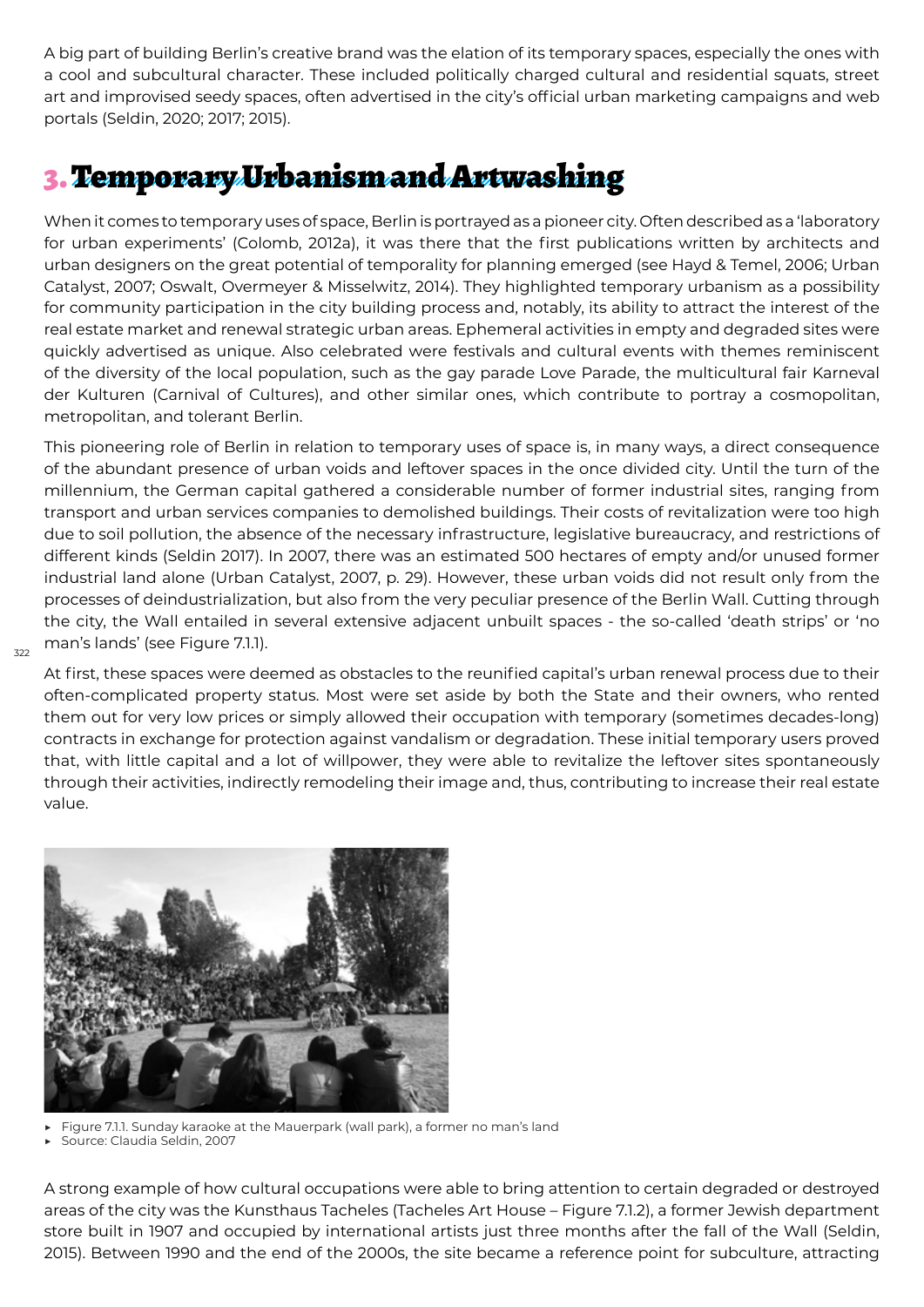A big part of building Berlin's creative brand was the elation of its temporary spaces, especially the ones with a cool and subcultural character. These included politically charged cultural and residential squats, street art and improvised seedy spaces, often advertised in the city's official urban marketing campaigns and web portals (Seldin, 2020; 2017; 2015).

## 3. Temporary Urbanism and Artwashing

When it comes to temporary uses of space, Berlin is portrayed as a pioneer city. Often described as a 'laboratory for urban experiments' (Colomb, 2012a), it was there that the first publications written by architects and urban designers on the great potential of temporality for planning emerged (see Hayd & Temel, 2006; Urban Catalyst, 2007; Oswalt, Overmeyer & Misselwitz, 2014). They highlighted temporary urbanism as a possibility for community participation in the city building process and, notably, its ability to attract the interest of the real estate market and renewal strategic urban areas. Ephemeral activities in empty and degraded sites were quickly advertised as unique. Also celebrated were festivals and cultural events with themes reminiscent of the diversity of the local population, such as the gay parade Love Parade, the multicultural fair Karneval der Kulturen (Carnival of Cultures), and other similar ones, which contribute to portray a cosmopolitan, metropolitan, and tolerant Berlin.

This pioneering role of Berlin in relation to temporary uses of space is, in many ways, a direct consequence of the abundant presence of urban voids and leftover spaces in the once divided city. Until the turn of the millennium, the German capital gathered a considerable number of former industrial sites, ranging from transport and urban services companies to demolished buildings. Their costs of revitalization were too high due to soil pollution, the absence of the necessary infrastructure, legislative bureaucracy, and restrictions of different kinds (Seldin 2017). In 2007, there was an estimated 500 hectares of empty and/or unused former industrial land alone (Urban Catalyst, 2007, p. 29). However, these urban voids did not result only from the processes of deindustrialization, but also from the very peculiar presence of the Berlin Wall. Cutting through the city, the Wall entailed in several extensive adjacent unbuilt spaces - the so-called 'death strips' or 'no man's lands' (see Figure 7.1.1).

At first, these spaces were deemed as obstacles to the reunified capital's urban renewal process due to their often-complicated property status. Most were set aside by both the State and their owners, who rented them out for very low prices or simply allowed their occupation with temporary (sometimes decades-long) contracts in exchange for protection against vandalism or degradation. These initial temporary users proved that, with little capital and a lot of willpower, they were able to revitalize the leftover sites spontaneously through their activities, indirectly remodeling their image and, thus, contributing to increase their real estate value.

- Figure 7.1.1. Sunday karaoke at the Mauerpark (wall park), a former no man's land
- Source: Claudia Seldin, 2007

A strong example of how cultural occupations were able to bring attention to certain degraded or destroyed areas of the city was the Kunsthaus Tacheles (Tacheles Art House – Figure 7.1.2), a former Jewish department store built in 1907 and occupied by international artists just three months after the fall of the Wall (Seldin, 2015). Between 1990 and the end of the 2000s, the site became a reference point for subculture, attracting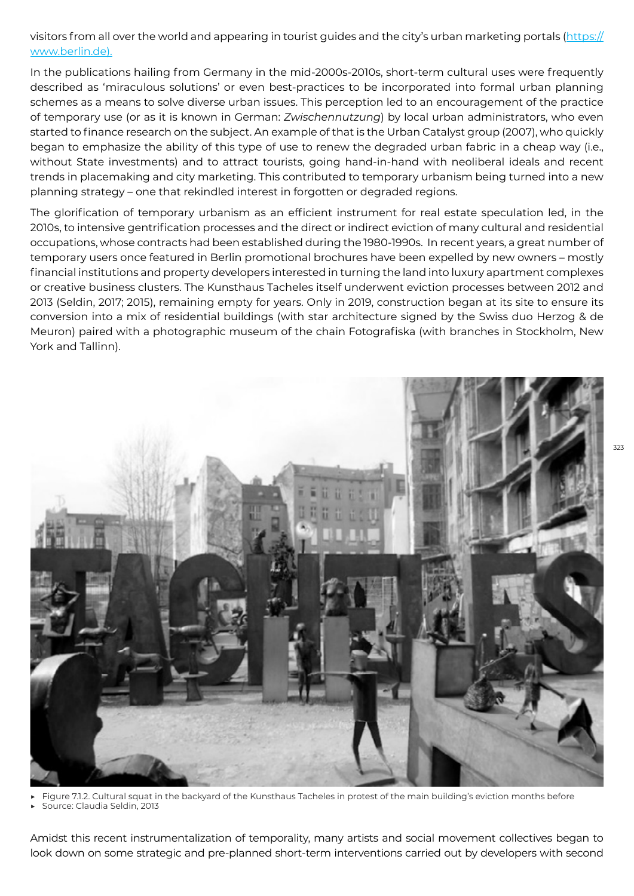visitors from all over the world and appearing in tourist guides and the city's urban marketing portals ([https://www.berlin.de](https://www.berlin.de)).

In the publications hailing from Germany in the mid-2000s-2010s, short-term cultural uses were frequently described as 'miraculous solutions' or even best-practices to be incorporated into formal urban planning schemes as a means to solve diverse urban issues. This perception led to an encouragement of the practice of temporary use (or as it is known in German: *Zwischennutzung*) by local urban administrators, who even started to finance research on the subject. An example of that is the Urban Catalyst group (2007), who quickly began to emphasize the ability of this type of use to renew the degraded urban fabric in a cheap way (i.e., without State investments) and to attract tourists, going hand-in-hand with neoliberal ideals and recent trends in placemaking and city marketing. This contributed to temporary urbanism being turned into a new planning strategy – one that rekindled interest in forgotten or degraded regions.

The glorification of temporary urbanism as an efficient instrument for real estate speculation led, in the 2010s, to intensive gentrification processes and the direct or indirect eviction of many cultural and residential occupations, whose contracts had been established during the 1980-1990s. In recent years, a great number of temporary users once featured in Berlin promotional brochures have been expelled by new owners – mostly financial institutions and property developers interested in turning the land into luxury apartment complexes or creative business clusters. The Kunsthaus Tacheles itself underwent eviction processes between 2012 and 2013 (Seldin, 2017; 2015), remaining empty for years. Only in 2019, construction began at its site to ensure its conversion into a mix of residential buildings (with star architecture signed by the Swiss duo Herzog & de Meuron) paired with a photographic museum of the chain Fotografiska (with branches in Stockholm, New York and Tallinn).

- Figure 7.1.2. Cultural squat in the backyard of the Kunsthaus Tacheles in protest of the main building's eviction months before
- Source: Claudia Seldin, 2013

Amidst this recent instrumentalization of temporality, many artists and social movement collectives began to look down on some strategic and pre-planned short-term interventions carried out by developers with second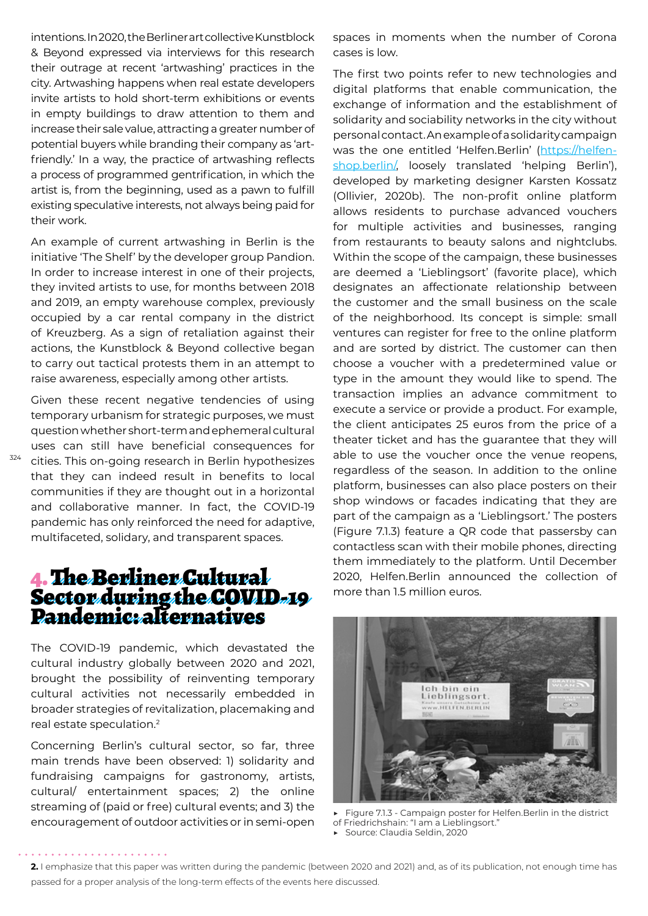intentions. In 2020, the Berliner art collective Kunstblock & Beyond expressed via interviews for this research their outrage at recent 'artwashing' practices in the city. Artwashing happens when real estate developers invite artists to hold short-term exhibitions or events in empty buildings to draw attention to them and increase their sale value, attracting a greater number of potential buyers while branding their company as 'art-friendly.' In a way, the practice of artwashing reflects a process of programmed gentrification, in which the artist is, from the beginning, used as a pawn to fulfill existing speculative interests, not always being paid for their work.

An example of current artwashing in Berlin is the initiative 'The Shelf' by the developer group Pandion. In order to increase interest in one of their projects, they invited artists to use, for months between 2018 and 2019, an empty warehouse complex, previously occupied by a car rental company in the district of Kreuzberg. As a sign of retaliation against their actions, the Kunstblock & Beyond collective began to carry out tactical protests them in an attempt to raise awareness, especially among other artists.

Given these recent negative tendencies of using temporary urbanism for strategic purposes, we must question whether short-term and ephemeral cultural uses can still have beneficial consequences for cities. This on-going research in Berlin hypothesizes that they can indeed result in benefits to local communities if they are thought out in a horizontal and collaborative manner. In fact, the COVID-19 pandemic has only reinforced the need for adaptive, multifaceted, solidary, and transparent spaces.

## 4. The Berliner Cultural Sector during the COVID-19 Pandemic: alternatives

The COVID-19 pandemic, which devastated the cultural industry globally between 2020 and 2021, brought the possibility of reinventing temporary cultural activities not necessarily embedded in broader strategies of revitalization, placemaking and real estate speculation.[2]

Concerning Berlin's cultural sector, so far, three main trends have been observed: 1) solidarity and fundraising campaigns for gastronomy, artists, cultural/ entertainment spaces; 2) the online streaming of (paid or free) cultural events; and 3) the encouragement of outdoor activities or in semi-open spaces in moments when the number of Corona cases is low.

The first two points refer to new technologies and digital platforms that enable communication, the exchange of information and the establishment of solidarity and sociability networks in the city without personal contact. An example of a solidarity campaign was the one entitled 'Helfen.Berlin' (https://helfen-shop.berlin/, loosely translated 'helping Berlin'), developed by marketing designer Karsten Kossatz (Ollivier, 2020b). The non-profit online platform allows residents to purchase advanced vouchers for multiple activities and businesses, ranging from restaurants to beauty salons and nightclubs. Within the scope of the campaign, these businesses are deemed a 'Lieblingsort' (favorite place), which designates an affectionate relationship between the customer and the small business on the scale of the neighborhood. Its concept is simple: small ventures can register for free to the online platform and are sorted by district. The customer can then choose a voucher with a predetermined value or type in the amount they would like to spend. The transaction implies an advance commitment to execute a service or provide a product. For example, the client anticipates 25 euros from the price of a theater ticket and has the guarantee that they will able to use the voucher once the venue reopens, regardless of the season. In addition to the online platform, businesses can also place posters on their shop windows or facades indicating that they are part of the campaign as a 'Lieblingsort.' The posters (Figure 7.1.3) feature a QR code that passersby can contactless scan with their mobile phones, directing them immediately to the platform. Until December 2020, Helfen.Berlin announced the collection of more than 1.5 million euros.

▸ Figure 7.1.3 - Campaign poster for Helfen.Berlin in the district of Friedrichshain: "I am a Lieblingsort."
▸ Source: Claudia Seldin, 2020

---

**2.** I emphasize that this paper was written during the pandemic (between 2020 and 2021) and, as of its publication, not enough time has passed for a proper analysis of the long-term effects of the events here discussed.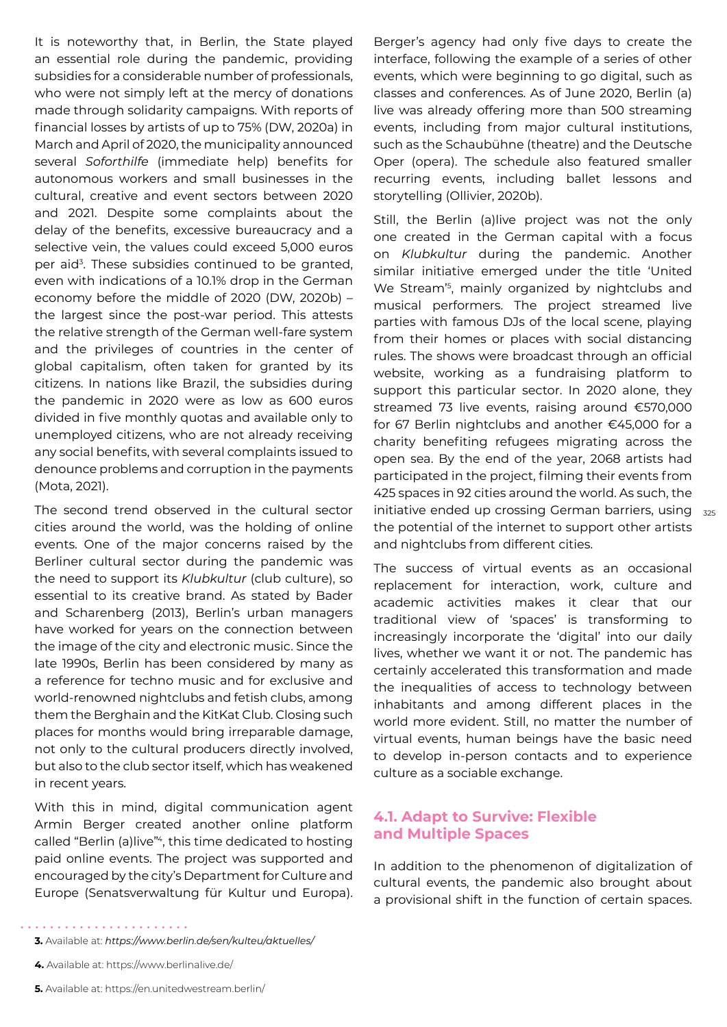It is noteworthy that, in Berlin, the State played an essential role during the pandemic, providing subsidies for a considerable number of professionals, who were not simply left at the mercy of donations made through solidarity campaigns. With reports of financial losses by artists of up to 75% (DW, 2020a) in March and April of 2020, the municipality announced several *Soforthilfe* (immediate help) benefits for autonomous workers and small businesses in the cultural, creative and event sectors between 2020 and 2021. Despite some complaints about the delay of the benefits, excessive bureaucracy and a selective vein, the values could exceed 5,000 euros per aid[3]. These subsidies continued to be granted, even with indications of a 10.1% drop in the German economy before the middle of 2020 (DW, 2020b) – the largest since the post-war period. This attests the relative strength of the German well-fare system and the privileges of countries in the center of global capitalism, often taken for granted by its citizens. In nations like Brazil, the subsidies during the pandemic in 2020 were as low as 600 euros divided in five monthly quotas and available only to unemployed citizens, who are not already receiving any social benefits, with several complaints issued to denounce problems and corruption in the payments (Mota, 2021).

The second trend observed in the cultural sector cities around the world, was the holding of online events. One of the major concerns raised by the Berliner cultural sector during the pandemic was the need to support its *Klubkultur* (club culture), so essential to its creative brand. As stated by Bader and Scharenberg (2013), Berlin's urban managers have worked for years on the connection between the image of the city and electronic music. Since the late 1990s, Berlin has been considered by many as a reference for techno music and for exclusive and world-renowned nightclubs and fetish clubs, among them the Berghain and the KitKat Club. Closing such places for months would bring irreparable damage, not only to the cultural producers directly involved, but also to the club sector itself, which has weakened in recent years.

With this in mind, digital communication agent Armin Berger created another online platform called "Berlin (a)live"[4], this time dedicated to hosting paid online events. The project was supported and encouraged by the city's Department for Culture and Europe (Senatsverwaltung für Kultur und Europa). Berger's agency had only five days to create the interface, following the example of a series of other events, which were beginning to go digital, such as classes and conferences. As of June 2020, Berlin (a) live was already offering more than 500 streaming events, including from major cultural institutions, such as the Schaubühne (theatre) and the Deutsche Oper (opera). The schedule also featured smaller recurring events, including ballet lessons and storytelling (Ollivier, 2020b).

Still, the Berlin (a)live project was not the only one created in the German capital with a focus on *Klubkultur* during the pandemic. Another similar initiative emerged under the title 'United We Stream'[5], mainly organized by nightclubs and musical performers. The project streamed live parties with famous DJs of the local scene, playing from their homes or places with social distancing rules. The shows were broadcast through an official website, working as a fundraising platform to support this particular sector. In 2020 alone, they streamed 73 live events, raising around €570,000 for 67 Berlin nightclubs and another €45,000 for a charity benefiting refugees migrating across the open sea. By the end of the year, 2068 artists had participated in the project, filming their events from 425 spaces in 92 cities around the world. As such, the initiative ended up crossing German barriers, using the potential of the internet to support other artists and nightclubs from different cities.

The success of virtual events as an occasional replacement for interaction, work, culture and academic activities makes it clear that our traditional view of 'spaces' is transforming to increasingly incorporate the 'digital' into our daily lives, whether we want it or not. The pandemic has certainly accelerated this transformation and made the inequalities of access to technology between inhabitants and among different places in the world more evident. Still, no matter the number of virtual events, human beings have the basic need to develop in-person contacts and to experience culture as a sociable exchange.

### 4.1. Adapt to Survive: Flexible and Multiple Spaces

In addition to the phenomenon of digitalization of cultural events, the pandemic also brought about a provisional shift in the function of certain spaces.

---

**3.** Available at: *https://www.berlin.de/sen/kulteu/aktuelles/*

**4.** Available at: https://www.berlinalive.de/

**5.** Available at: https://en.unitedwestream.berlin/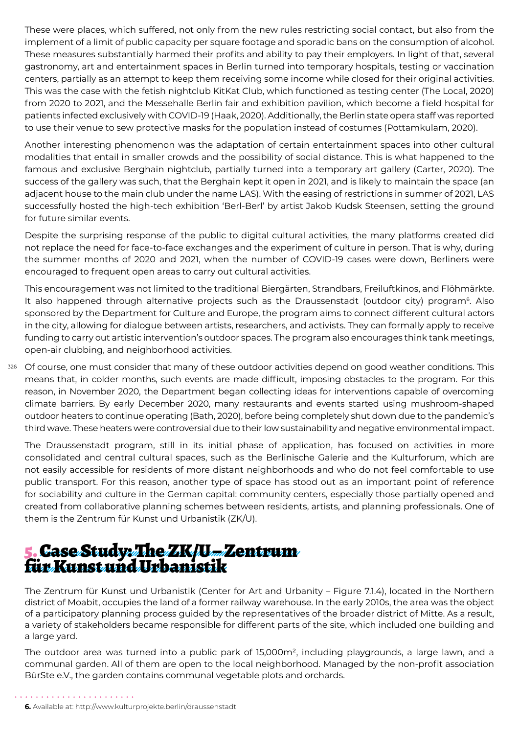These were places, which suffered, not only from the new rules restricting social contact, but also from the implement of a limit of public capacity per square footage and sporadic bans on the consumption of alcohol. These measures substantially harmed their profits and ability to pay their employers. In light of that, several gastronomy, art and entertainment spaces in Berlin turned into temporary hospitals, testing or vaccination centers, partially as an attempt to keep them receiving some income while closed for their original activities. This was the case with the fetish nightclub KitKat Club, which functioned as testing center (The Local, 2020) from 2020 to 2021, and the Messehalle Berlin fair and exhibition pavilion, which become a field hospital for patients infected exclusively with COVID-19 (Haak, 2020). Additionally, the Berlin state opera staff was reported to use their venue to sew protective masks for the population instead of costumes (Pottamkulam, 2020).

Another interesting phenomenon was the adaptation of certain entertainment spaces into other cultural modalities that entail in smaller crowds and the possibility of social distance. This is what happened to the famous and exclusive Berghain nightclub, partially turned into a temporary art gallery (Carter, 2020). The success of the gallery was such, that the Berghain kept it open in 2021, and is likely to maintain the space (an adjacent house to the main club under the name LAS). With the easing of restrictions in summer of 2021, LAS successfully hosted the high-tech exhibition 'Berl-Berl' by artist Jakob Kudsk Steensen, setting the ground for future similar events.

Despite the surprising response of the public to digital cultural activities, the many platforms created did not replace the need for face-to-face exchanges and the experiment of culture in person. That is why, during the summer months of 2020 and 2021, when the number of COVID-19 cases were down, Berliners were encouraged to frequent open areas to carry out cultural activities.

This encouragement was not limited to the traditional Biergärten, Strandbars, Freiluftkinos, and Flöhmärkte. It also happened through alternative projects such as the Draussenstadt (outdoor city) program[6]. Also sponsored by the Department for Culture and Europe, the program aims to connect different cultural actors in the city, allowing for dialogue between artists, researchers, and activists. They can formally apply to receive funding to carry out artistic intervention's outdoor spaces. The program also encourages think tank meetings, open-air clubbing, and neighborhood activities.

Of course, one must consider that many of these outdoor activities depend on good weather conditions. This means that, in colder months, such events are made difficult, imposing obstacles to the program. For this reason, in November 2020, the Department began collecting ideas for interventions capable of overcoming climate barriers. By early December 2020, many restaurants and events started using mushroom-shaped outdoor heaters to continue operating (Bath, 2020), before being completely shut down due to the pandemic's third wave. These heaters were controversial due to their low sustainability and negative environmental impact.

The Draussenstadt program, still in its initial phase of application, has focused on activities in more consolidated and central cultural spaces, such as the Berlinische Galerie and the Kulturforum, which are not easily accessible for residents of more distant neighborhoods and who do not feel comfortable to use public transport. For this reason, another type of space has stood out as an important point of reference for sociability and culture in the German capital: community centers, especially those partially opened and created from collaborative planning schemes between residents, artists, and planning professionals. One of them is the Zentrum für Kunst und Urbanistik (ZK/U).

## 5. Case Study: The ZK/U – Zentrum für Kunst und Urbanistik

The Zentrum für Kunst und Urbanistik (Center for Art and Urbanity – Figure 7.1.4), located in the Northern district of Moabit, occupies the land of a former railway warehouse. In the early 2010s, the area was the object of a participatory planning process guided by the representatives of the broader district of Mitte. As a result, a variety of stakeholders became responsible for different parts of the site, which included one building and a large yard.

The outdoor area was turned into a public park of 15,000m², including playgrounds, a large lawn, and a communal garden. All of them are open to the local neighborhood. Managed by the non-profit association BürSte e.V., the garden contains communal vegetable plots and orchards.

**6.** Available at: http://www.kulturprojekte.berlin/draussenstadt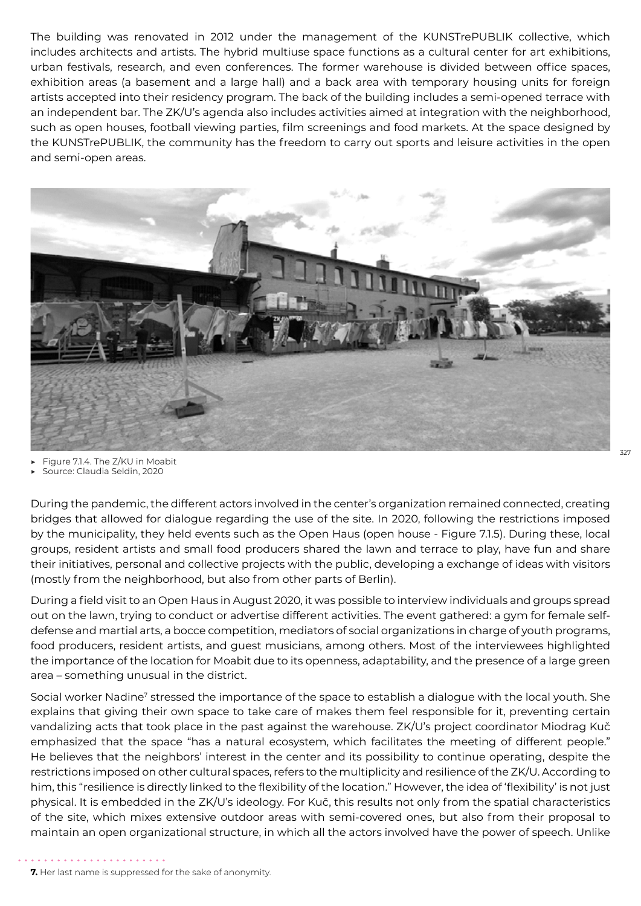The building was renovated in 2012 under the management of the KUNSTrePUBLIK collective, which includes architects and artists. The hybrid multiuse space functions as a cultural center for art exhibitions, urban festivals, research, and even conferences. The former warehouse is divided between office spaces, exhibition areas (a basement and a large hall) and a back area with temporary housing units for foreign artists accepted into their residency program. The back of the building includes a semi-opened terrace with an independent bar. The ZK/U's agenda also includes activities aimed at integration with the neighborhood, such as open houses, football viewing parties, film screenings and food markets. At the space designed by the KUNSTrePUBLIK, the community has the freedom to carry out sports and leisure activities in the open and semi-open areas.

- Figure 7.1.4. The Z/KU in Moabit
- Source: Claudia Seldin, 2020

During the pandemic, the different actors involved in the center's organization remained connected, creating bridges that allowed for dialogue regarding the use of the site. In 2020, following the restrictions imposed by the municipality, they held events such as the Open Haus (open house - Figure 7.1.5). During these, local groups, resident artists and small food producers shared the lawn and terrace to play, have fun and share their initiatives, personal and collective projects with the public, developing a exchange of ideas with visitors (mostly from the neighborhood, but also from other parts of Berlin).

During a field visit to an Open Haus in August 2020, it was possible to interview individuals and groups spread out on the lawn, trying to conduct or advertise different activities. The event gathered: a gym for female self-defense and martial arts, a bocce competition, mediators of social organizations in charge of youth programs, food producers, resident artists, and guest musicians, among others. Most of the interviewees highlighted the importance of the location for Moabit due to its openness, adaptability, and the presence of a large green area – something unusual in the district.

Social worker Nadine[7] stressed the importance of the space to establish a dialogue with the local youth. She explains that giving their own space to take care of makes them feel responsible for it, preventing certain vandalizing acts that took place in the past against the warehouse. ZK/U's project coordinator Miodrag Kuč emphasized that the space "has a natural ecosystem, which facilitates the meeting of different people." He believes that the neighbors' interest in the center and its possibility to continue operating, despite the restrictions imposed on other cultural spaces, refers to the multiplicity and resilience of the ZK/U. According to him, this "resilience is directly linked to the flexibility of the location." However, the idea of 'flexibility' is not just physical. It is embedded in the ZK/U's ideology. For Kuč, this results not only from the spatial characteristics of the site, which mixes extensive outdoor areas with semi-covered ones, but also from their proposal to maintain an open organizational structure, in which all the actors involved have the power of speech. Unlike

**7.** Her last name is suppressed for the sake of anonymity.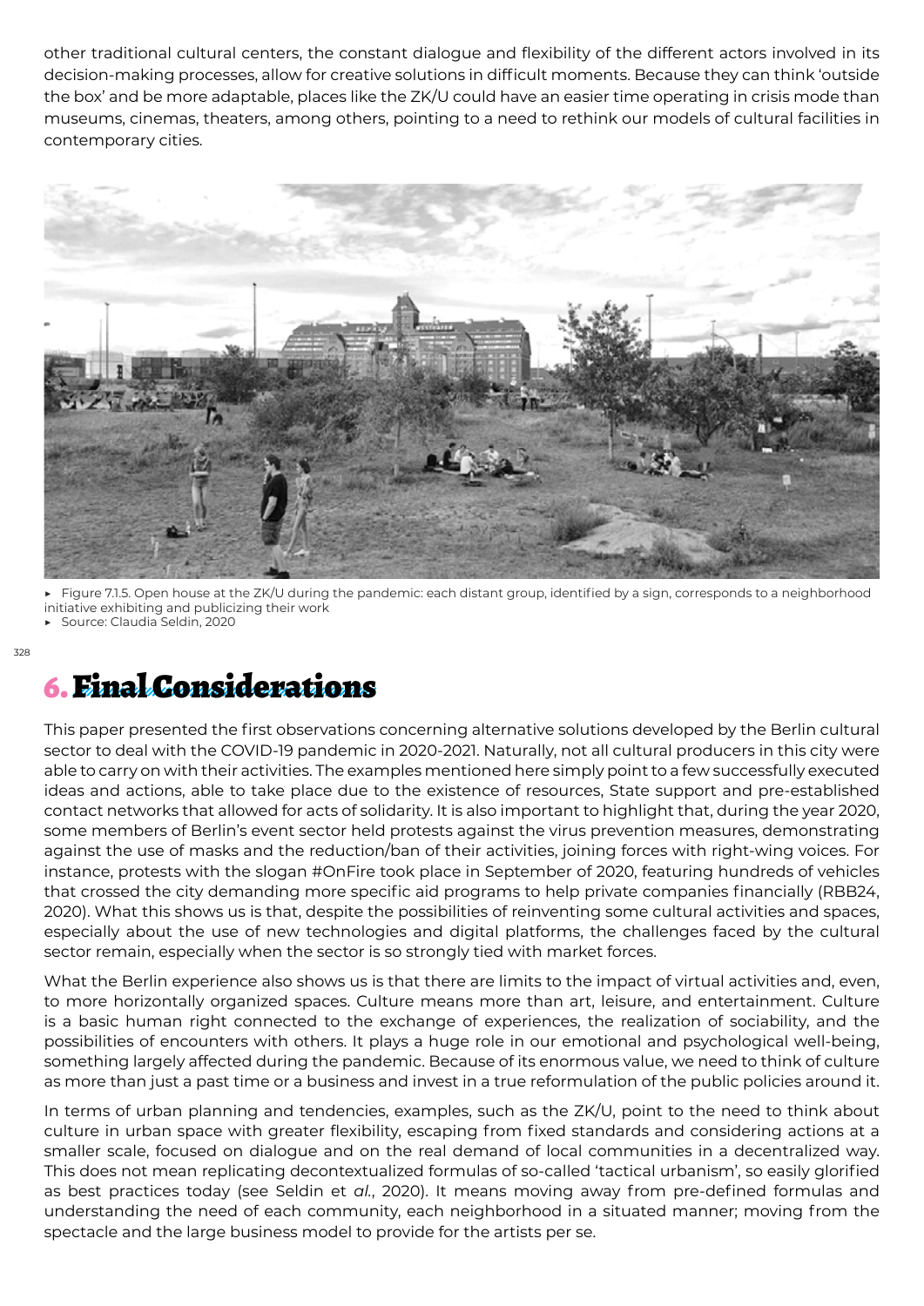other traditional cultural centers, the constant dialogue and flexibility of the different actors involved in its decision-making processes, allow for creative solutions in difficult moments. Because they can think 'outside the box' and be more adaptable, places like the ZK/U could have an easier time operating in crisis mode than museums, cinemas, theaters, among others, pointing to a need to rethink our models of cultural facilities in contemporary cities.

▸ Figure 7.1.5. Open house at the ZK/U during the pandemic: each distant group, identified by a sign, corresponds to a neighborhood initiative exhibiting and publicizing their work
▸ Source: Claudia Seldin, 2020

# 6. Final Considerations

This paper presented the first observations concerning alternative solutions developed by the Berlin cultural sector to deal with the COVID-19 pandemic in 2020-2021. Naturally, not all cultural producers in this city were able to carry on with their activities. The examples mentioned here simply point to a few successfully executed ideas and actions, able to take place due to the existence of resources, State support and pre-established contact networks that allowed for acts of solidarity. It is also important to highlight that, during the year 2020, some members of Berlin's event sector held protests against the virus prevention measures, demonstrating against the use of masks and the reduction/ban of their activities, joining forces with right-wing voices. For instance, protests with the slogan #OnFire took place in September of 2020, featuring hundreds of vehicles that crossed the city demanding more specific aid programs to help private companies financially (RBB24, 2020). What this shows us is that, despite the possibilities of reinventing some cultural activities and spaces, especially about the use of new technologies and digital platforms, the challenges faced by the cultural sector remain, especially when the sector is so strongly tied with market forces.

What the Berlin experience also shows us is that there are limits to the impact of virtual activities and, even, to more horizontally organized spaces. Culture means more than art, leisure, and entertainment. Culture is a basic human right connected to the exchange of experiences, the realization of sociability, and the possibilities of encounters with others. It plays a huge role in our emotional and psychological well-being, something largely affected during the pandemic. Because of its enormous value, we need to think of culture as more than just a past time or a business and invest in a true reformulation of the public policies around it.

In terms of urban planning and tendencies, examples, such as the ZK/U, point to the need to think about culture in urban space with greater flexibility, escaping from fixed standards and considering actions at a smaller scale, focused on dialogue and on the real demand of local communities in a decentralized way. This does not mean replicating decontextualized formulas of so-called 'tactical urbanism', so easily glorified as best practices today (see Seldin et *al.*, 2020). It means moving away from pre-defined formulas and understanding the need of each community, each neighborhood in a situated manner; moving from the spectacle and the large business model to provide for the artists per se.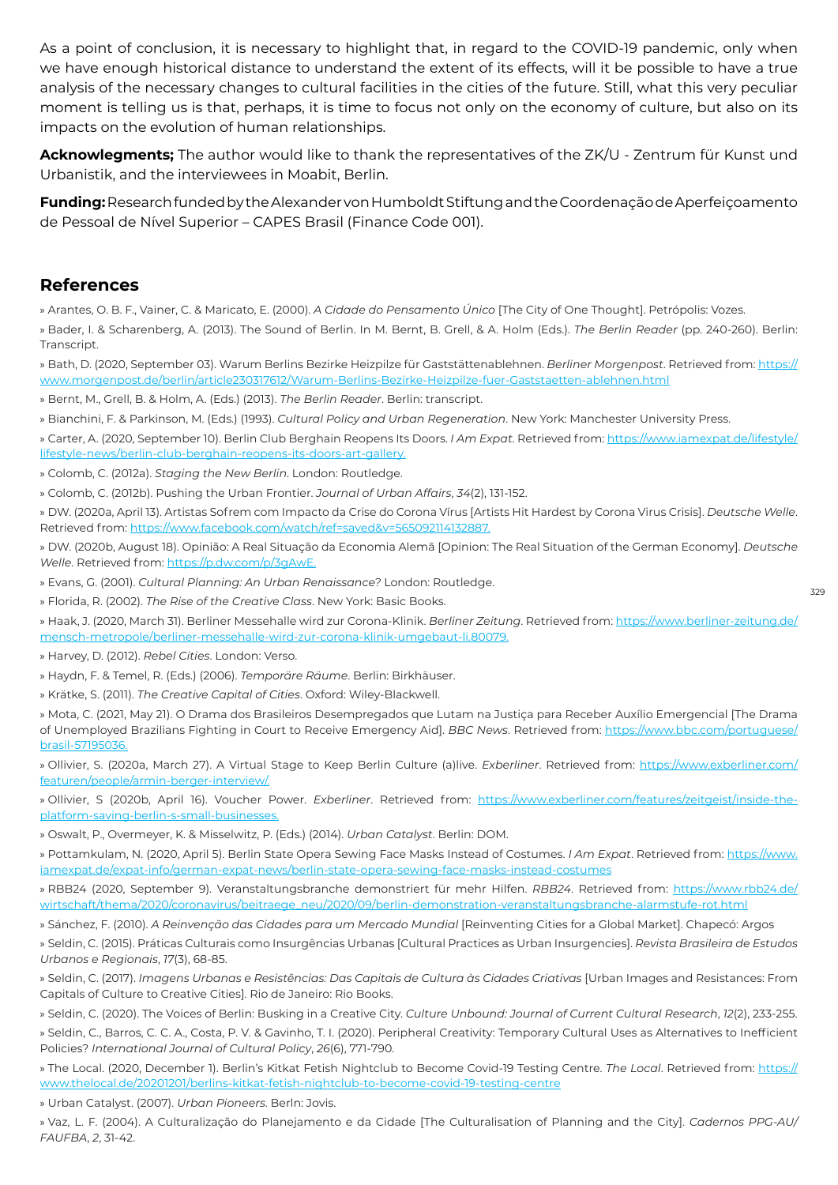As a point of conclusion, it is necessary to highlight that, in regard to the COVID-19 pandemic, only when we have enough historical distance to understand the extent of its effects, will it be possible to have a true analysis of the necessary changes to cultural facilities in the cities of the future. Still, what this very peculiar moment is telling us is that, perhaps, it is time to focus not only on the economy of culture, but also on its impacts on the evolution of human relationships.

**Acknowlegments;** The author would like to thank the representatives of the ZK/U - Zentrum für Kunst und Urbanistik, and the interviewees in Moabit, Berlin.

**Funding:** Research funded by the Alexander von Humboldt Stiftung and the Coordenação de Aperfeiçoamento de Pessoal de Nível Superior – CAPES Brasil (Finance Code 001).

## References

» Arantes, O. B. F., Vainer, C. & Maricato, E. (2000). *A Cidade do Pensamento Único* [The City of One Thought]. Petrópolis: Vozes.

» Bader, I. & Scharenberg, A. (2013). The Sound of Berlin. In M. Bernt, B. Grell, & A. Holm (Eds.). *The Berlin Reader* (pp. 240-260). Berlin: Transcript.

» Bath, D. (2020, September 03). Warum Berlins Bezirke Heizpilze für Gaststättenablehnen. *Berliner Morgenpost*. Retrieved from: https://www.morgenpost.de/berlin/article230317612/Warum-Berlins-Bezirke-Heizpilze-fuer-Gaststaetten-ablehnen.html

» Bernt, M., Grell, B. & Holm, A. (Eds.) (2013). *The Berlin Reader*. Berlin: transcript.

» Bianchini, F. & Parkinson, M. (Eds.) (1993). *Cultural Policy and Urban Regeneration*. New York: Manchester University Press.

» Carter, A. (2020, September 10). Berlin Club Berghain Reopens Its Doors. *I Am Expat*. Retrieved from: https://www.iamexpat.de/lifestyle/lifestyle-news/berlin-club-berghain-reopens-its-doors-art-gallery.

» Colomb, C. (2012a). *Staging the New Berlin*. London: Routledge.

» Colomb, C. (2012b). Pushing the Urban Frontier. *Journal of Urban Affairs*, *34*(2), 131-152.

» DW. (2020a, April 13). Artistas Sofrem com Impacto da Crise do Corona Vírus [Artists Hit Hardest by Corona Virus Crisis]. *Deutsche Welle*. Retrieved from: https://www.facebook.com/watch/ref=saved&v=565092114132887.

» DW. (2020b, August 18). Opinião: A Real Situação da Economia Alemã [Opinion: The Real Situation of the German Economy]. *Deutsche Welle*. Retrieved from: https://p.dw.com/p/3gAwE.

» Evans, G. (2001). *Cultural Planning: An Urban Renaissance?* London: Routledge.

» Florida, R. (2002). *The Rise of the Creative Class*. New York: Basic Books.

» Haak, J. (2020, March 31). Berliner Messehalle wird zur Corona-Klinik. *Berliner Zeitung*. Retrieved from: https://www.berliner-zeitung.de/mensch-metropole/berliner-messehalle-wird-zur-corona-klinik-umgebaut-li.80079.

» Harvey, D. (2012). *Rebel Cities*. London: Verso.

» Haydn, F. & Temel, R. (Eds.) (2006). *Temporäre Räume*. Berlin: Birkhäuser.

» Krätke, S. (2011). *The Creative Capital of Cities*. Oxford: Wiley-Blackwell.

» Mota, C. (2021, May 21). O Drama dos Brasileiros Desempregados que Lutam na Justiça para Receber Auxílio Emergencial [The Drama of Unemployed Brazilians Fighting in Court to Receive Emergency Aid]. *BBC News*. Retrieved from: https://www.bbc.com/portuguese/brasil-57195036.

» Ollivier, S. (2020a, March 27). A Virtual Stage to Keep Berlin Culture (a)live. *Exberliner*. Retrieved from: https://www.exberliner.com/featuren/people/armin-berger-interview/.

» Ollivier, S (2020b, April 16). Voucher Power. *Exberliner*. Retrieved from: https://www.exberliner.com/features/zeitgeist/inside-the-platform-saving-berlin-s-small-businesses.

» Oswalt, P., Overmeyer, K. & Misselwitz, P. (Eds.) (2014). *Urban Catalyst*. Berlin: DOM.

» Pottamkulam, N. (2020, April 5). Berlin State Opera Sewing Face Masks Instead of Costumes. *I Am Expat*. Retrieved from: https://www.iamexpat.de/expat-info/german-expat-news/berlin-state-opera-sewing-face-masks-instead-costumes

» RBB24 (2020, September 9). Veranstaltungsbranche demonstriert für mehr Hilfen. *RBB24*. Retrieved from: https://www.rbb24.de/wirtschaft/thema/2020/coronavirus/beitraege_neu/2020/09/berlin-demonstration-veranstaltungsbranche-alarmstufe-rot.html

» Sánchez, F. (2010). *A Reinvenção das Cidades para um Mercado Mundial* [Reinventing Cities for a Global Market]. Chapecó: Argos

» Seldin, C. (2015). Práticas Culturais como Insurgências Urbanas [Cultural Practices as Urban Insurgencies]. *Revista Brasileira de Estudos Urbanos e Regionais*, *17*(3), 68-85.

» Seldin, C. (2017). *Imagens Urbanas e Resistências: Das Capitais de Cultura às Cidades Criativas* [Urban Images and Resistances: From Capitals of Culture to Creative Cities]. Rio de Janeiro: Rio Books.

» Seldin, C. (2020). The Voices of Berlin: Busking in a Creative City. *Culture Unbound: Journal of Current Cultural Research*, *12*(2), 233-255.

» Seldin, C., Barros, C. C. A., Costa, P. V. & Gavinho, T. I. (2020). Peripheral Creativity: Temporary Cultural Uses as Alternatives to Inefficient Policies? *International Journal of Cultural Policy*, *26*(6), 771-790.

» The Local. (2020, December 1). Berlin's Kitkat Fetish Nightclub to Become Covid-19 Testing Centre. *The Local*. Retrieved from: https://www.thelocal.de/20201201/berlins-kitkat-fetish-nightclub-to-become-covid-19-testing-centre

» Urban Catalyst. (2007). *Urban Pioneers*. Berln: Jovis.

» Vaz, L. F. (2004). A Culturalização do Planejamento e da Cidade [The Culturalisation of Planning and the City]. *Cadernos PPG-AU/FAUFBA*, *2*, 31-42.